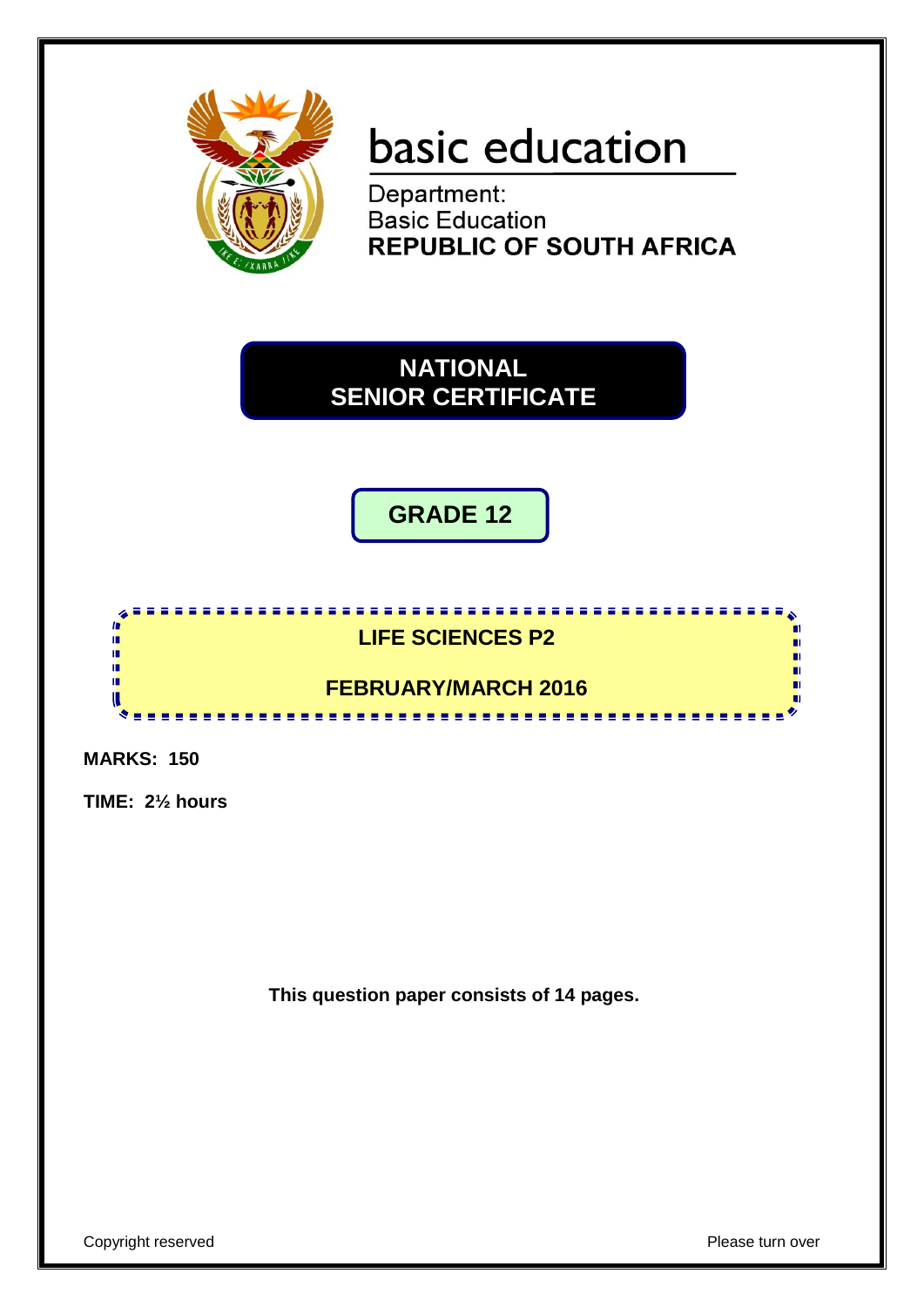basic education

Department:
Basic Education
**REPUBLIC OF SOUTH AFRICA**

# NATIONAL SENIOR CERTIFICATE

## GRADE 12

## LIFE SCIENCES P2

## FEBRUARY/MARCH 2016

**MARKS: 150**

**TIME: 2½ hours**

**This question paper consists of 14 pages.**

Copyright reserved | Please turn over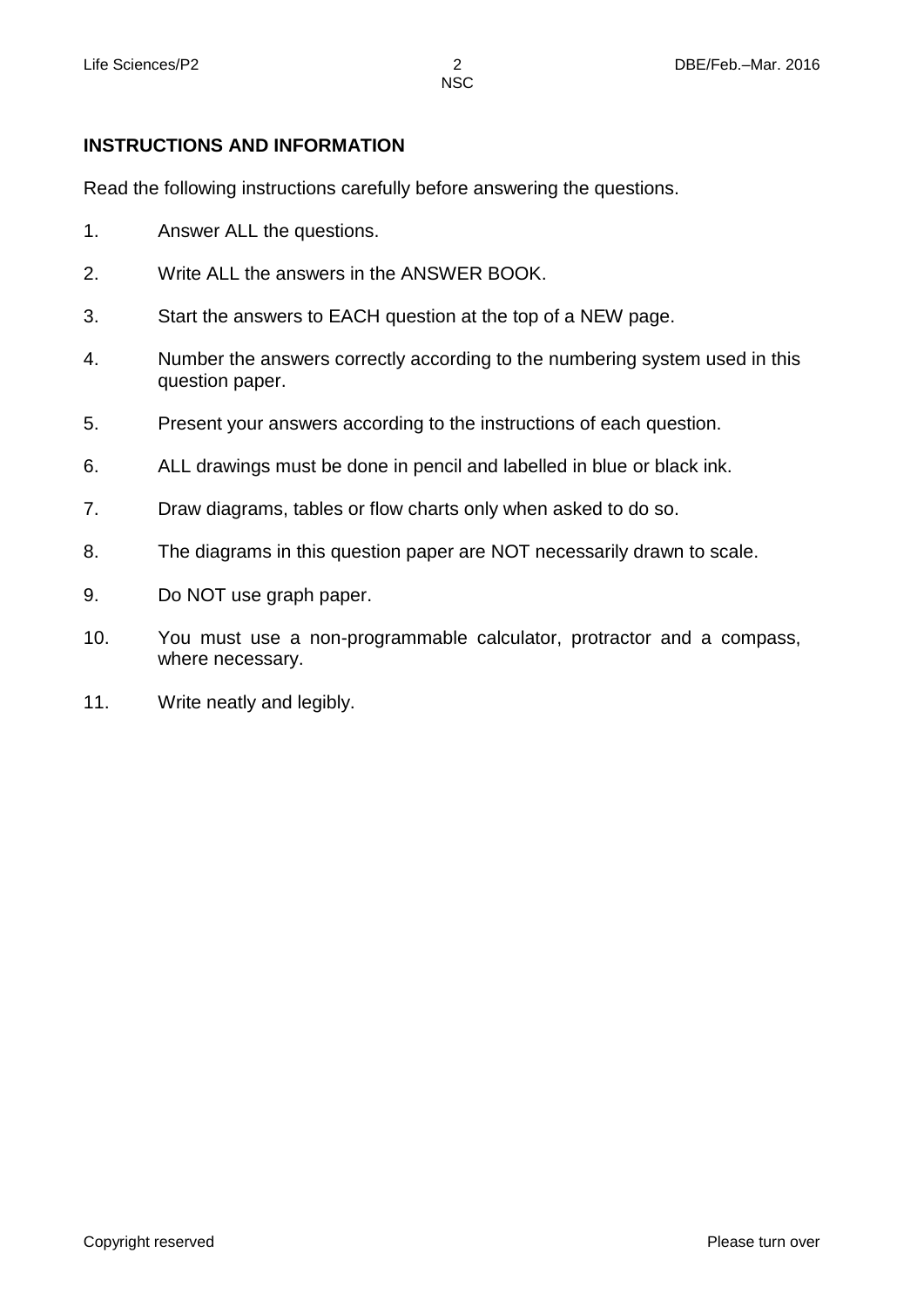**INSTRUCTIONS AND INFORMATION**

Read the following instructions carefully before answering the questions.

1. Answer ALL the questions.
2. Write ALL the answers in the ANSWER BOOK.
3. Start the answers to EACH question at the top of a NEW page.
4. Number the answers correctly according to the numbering system used in this question paper.
5. Present your answers according to the instructions of each question.
6. ALL drawings must be done in pencil and labelled in blue or black ink.
7. Draw diagrams, tables or flow charts only when asked to do so.
8. The diagrams in this question paper are NOT necessarily drawn to scale.
9. Do NOT use graph paper.
10. You must use a non-programmable calculator, protractor and a compass, where necessary.
11. Write neatly and legibly.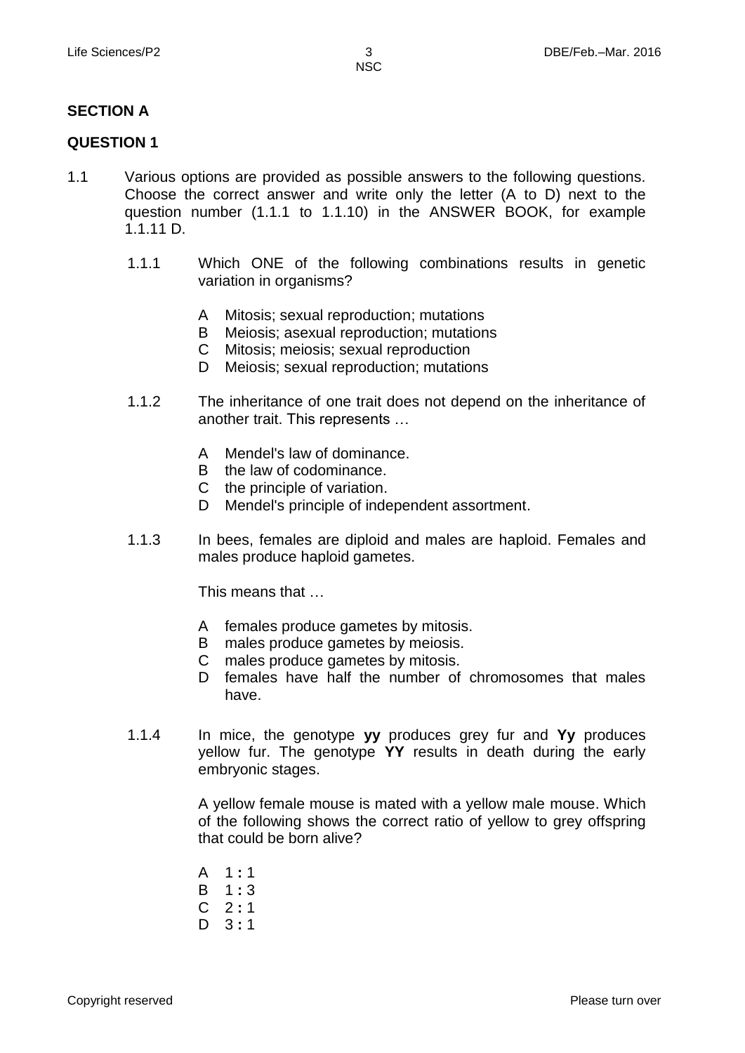## SECTION A

## QUESTION 1

1.1 Various options are provided as possible answers to the following questions. Choose the correct answer and write only the letter (A to D) next to the question number (1.1.1 to 1.1.10) in the ANSWER BOOK, for example 1.1.11 D.

1.1.1 Which ONE of the following combinations results in genetic variation in organisms?

- A Mitosis; sexual reproduction; mutations
- B Meiosis; asexual reproduction; mutations
- C Mitosis; meiosis; sexual reproduction
- D Meiosis; sexual reproduction; mutations

1.1.2 The inheritance of one trait does not depend on the inheritance of another trait. This represents …

- A Mendel's law of dominance.
- B the law of codominance.
- C the principle of variation.
- D Mendel's principle of independent assortment.

1.1.3 In bees, females are diploid and males are haploid. Females and males produce haploid gametes.

This means that …

- A females produce gametes by mitosis.
- B males produce gametes by meiosis.
- C males produce gametes by mitosis.
- D females have half the number of chromosomes that males have.

1.1.4 In mice, the genotype **yy** produces grey fur and **Yy** produces yellow fur. The genotype **YY** results in death during the early embryonic stages.

A yellow female mouse is mated with a yellow male mouse. Which of the following shows the correct ratio of yellow to grey offspring that could be born alive?

- A 1 **:** 1
- B 1 **:** 3
- C 2 **:** 1
- D 3 **:** 1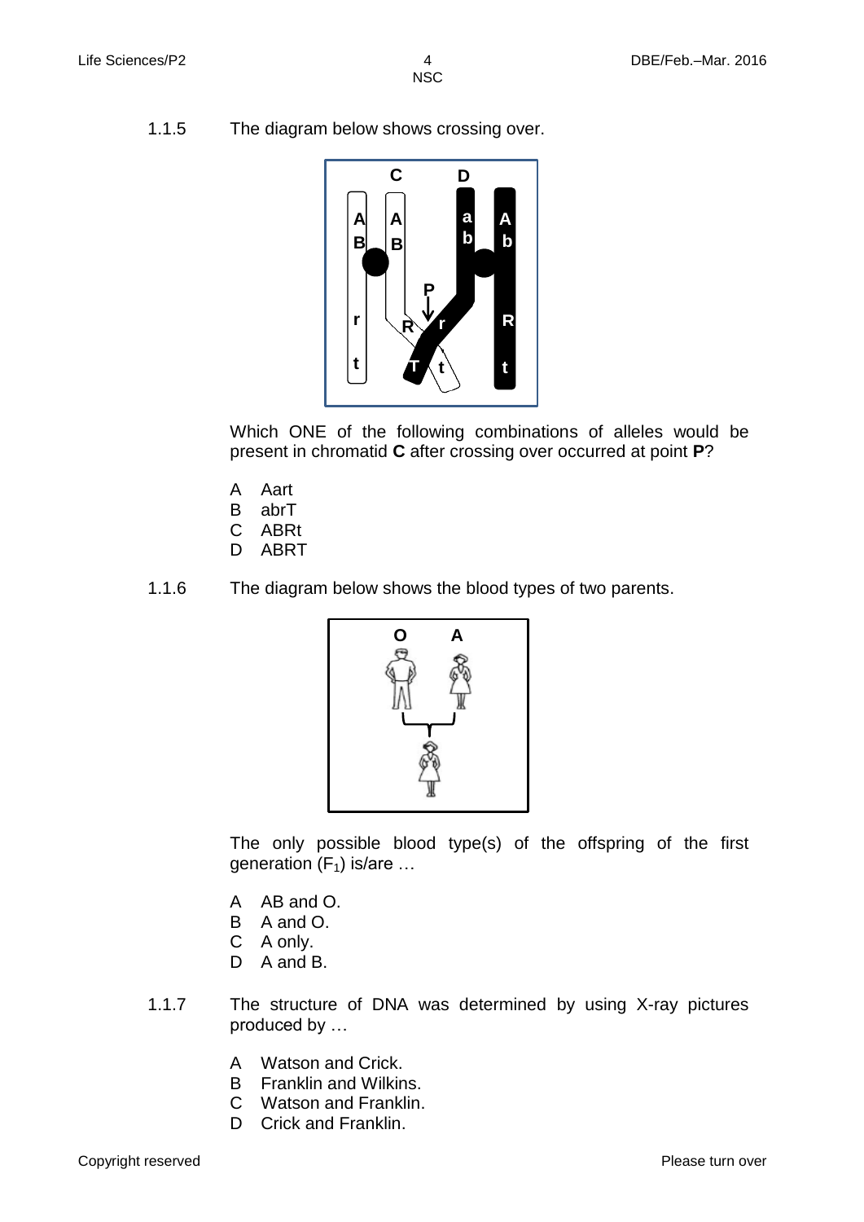1.1.5 The diagram below shows crossing over.

Which ONE of the following combinations of alleles would be present in chromatid **C** after crossing over occurred at point **P**?

- A Aart
- B abrT
- C ABRt
- D ABRT

1.1.6 The diagram below shows the blood types of two parents.

The only possible blood type(s) of the offspring of the first generation ($F_1$) is/are …

- A AB and O.
- B A and O.
- C A only.
- D A and B.

1.1.7 The structure of DNA was determined by using X-ray pictures produced by …

- A Watson and Crick.
- B Franklin and Wilkins.
- C Watson and Franklin.
- D Crick and Franklin.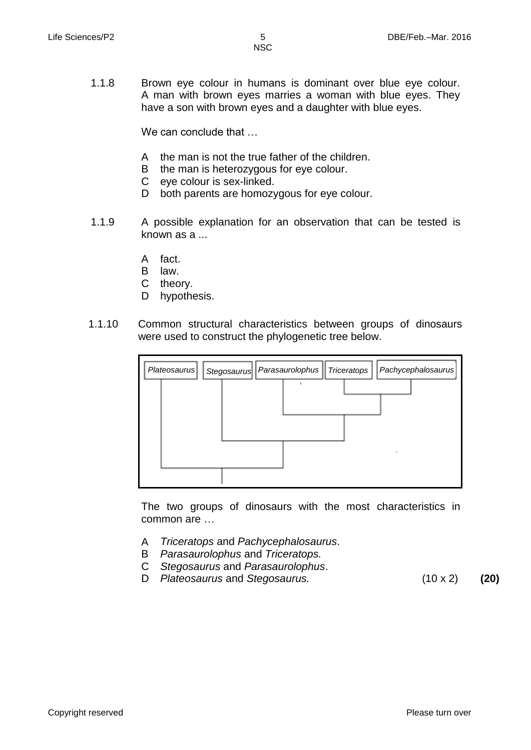1.1.8 Brown eye colour in humans is dominant over blue eye colour. A man with brown eyes marries a woman with blue eyes. They have a son with brown eyes and a daughter with blue eyes.

We can conclude that …

A the man is not the true father of the children.
B the man is heterozygous for eye colour.
C eye colour is sex-linked.
D both parents are homozygous for eye colour.

1.1.9 A possible explanation for an observation that can be tested is known as a ...

A fact.
B law.
C theory.
D hypothesis.

1.1.10 Common structural characteristics between groups of dinosaurs were used to construct the phylogenetic tree below.

*Plateosaurus* | *Stegosaurus* | *Parasaurolophus* | *Triceratops* | *Pachycephalosaurus*

The two groups of dinosaurs with the most characteristics in common are …

A *Triceratops* and *Pachycephalosaurus*.
B *Parasaurolophus* and *Triceratops.*
C *Stegosaurus* and *Parasaurolophus*.
D *Plateosaurus* and *Stegosaurus.* (10 x 2) **(20)**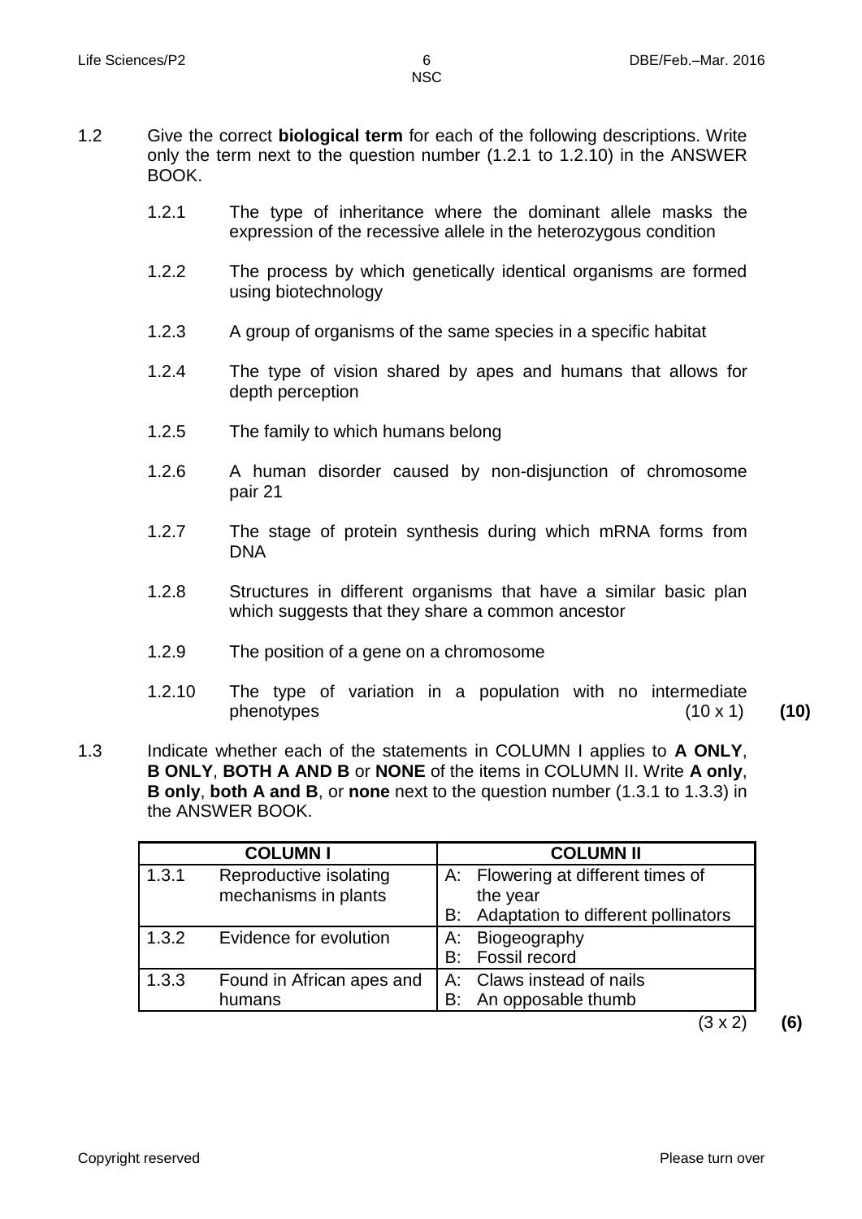1.2 Give the correct **biological term** for each of the following descriptions. Write only the term next to the question number (1.2.1 to 1.2.10) in the ANSWER BOOK.

1.2.1 The type of inheritance where the dominant allele masks the expression of the recessive allele in the heterozygous condition

1.2.2 The process by which genetically identical organisms are formed using biotechnology

1.2.3 A group of organisms of the same species in a specific habitat

1.2.4 The type of vision shared by apes and humans that allows for depth perception

1.2.5 The family to which humans belong

1.2.6 A human disorder caused by non-disjunction of chromosome pair 21

1.2.7 The stage of protein synthesis during which mRNA forms from DNA

1.2.8 Structures in different organisms that have a similar basic plan which suggests that they share a common ancestor

1.2.9 The position of a gene on a chromosome

1.2.10 The type of variation in a population with no intermediate phenotypes (10 x 1) **(10)**

1.3 Indicate whether each of the statements in COLUMN I applies to **A ONLY**, **B ONLY**, **BOTH A AND B** or **NONE** of the items in COLUMN II. Write **A only**, **B only**, **both A and B**, or **none** next to the question number (1.3.1 to 1.3.3) in the ANSWER BOOK.

| | COLUMN I | COLUMN II |
|---|---|---|
| 1.3.1 | Reproductive isolating mechanisms in plants | A: Flowering at different times of the year<br>B: Adaptation to different pollinators |
| 1.3.2 | Evidence for evolution | A: Biogeography<br>B: Fossil record |
| 1.3.3 | Found in African apes and humans | A: Claws instead of nails<br>B: An opposable thumb |

(3 x 2) **(6)**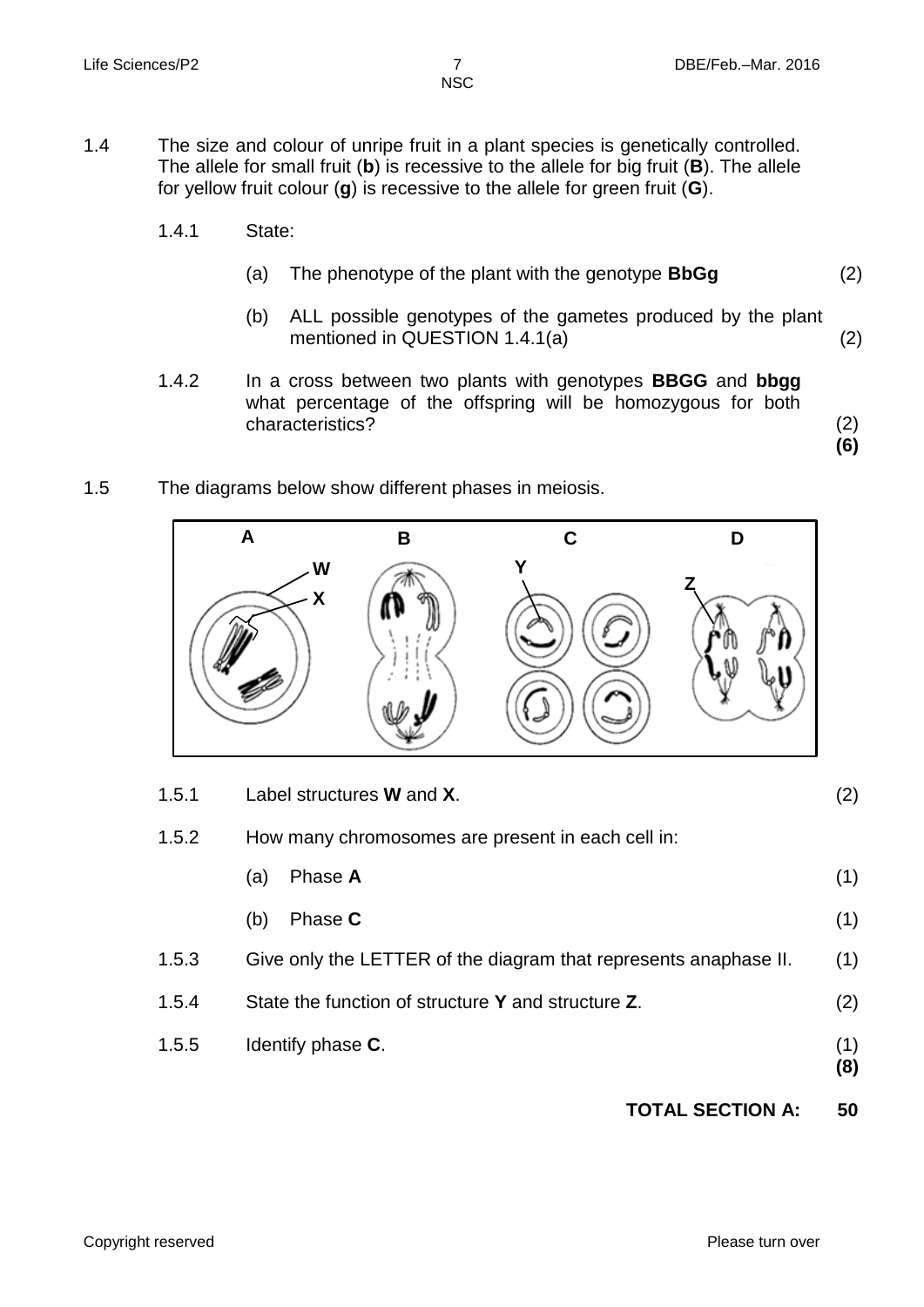1.4 The size and colour of unripe fruit in a plant species is genetically controlled. The allele for small fruit (**b**) is recessive to the allele for big fruit (**B**). The allele for yellow fruit colour (**g**) is recessive to the allele for green fruit (**G**).

1.4.1 State:

(a) The phenotype of the plant with the genotype **BbGg** (2)

(b) ALL possible genotypes of the gametes produced by the plant mentioned in QUESTION 1.4.1(a) (2)

1.4.2 In a cross between two plants with genotypes **BBGG** and **bbgg** what percentage of the offspring will be homozygous for both characteristics? (2)
**(6)**

1.5 The diagrams below show different phases in meiosis.

A B C D

W X Y Z

1.5.1 Label structures **W** and **X**. (2)

1.5.2 How many chromosomes are present in each cell in:

(a) Phase **A** (1)

(b) Phase **C** (1)

1.5.3 Give only the LETTER of the diagram that represents anaphase II. (1)

1.5.4 State the function of structure **Y** and structure **Z**. (2)

1.5.5 Identify phase **C**. (1)
**(8)**

**TOTAL SECTION A: 50**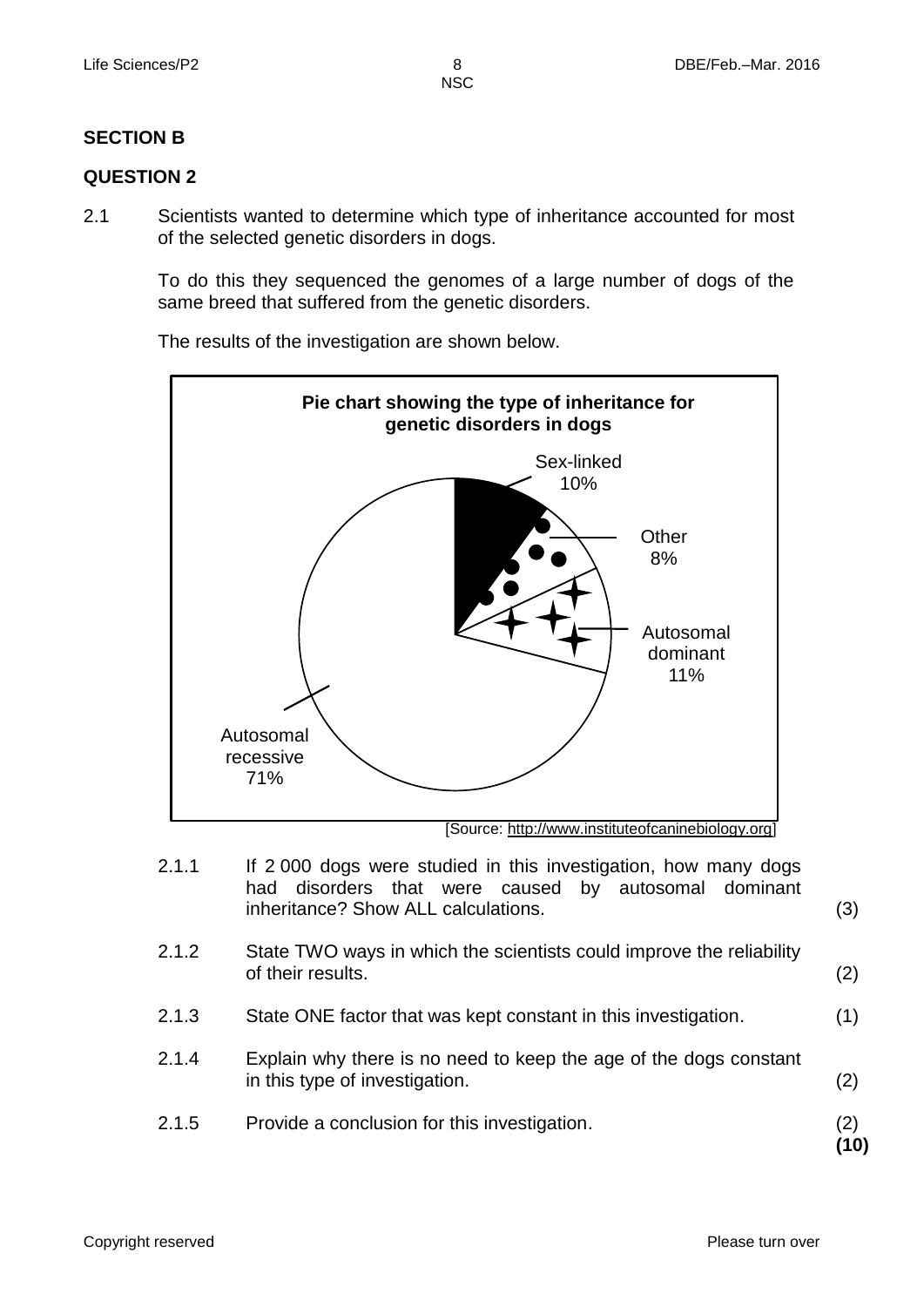## SECTION B

### QUESTION 2

2.1 Scientists wanted to determine which type of inheritance accounted for most of the selected genetic disorders in dogs.

To do this they sequenced the genomes of a large number of dogs of the same breed that suffered from the genetic disorders.

The results of the investigation are shown below.

**Pie chart showing the type of inheritance for genetic disorders in dogs**

Sex-linked 10%

Other 8%

Autosomal dominant 11%

Autosomal recessive 71%

[Source: http://www.instituteofcaninebiology.org]

2.1.1 If 2 000 dogs were studied in this investigation, how many dogs had disorders that were caused by autosomal dominant inheritance? Show ALL calculations. (3)

2.1.2 State TWO ways in which the scientists could improve the reliability of their results. (2)

2.1.3 State ONE factor that was kept constant in this investigation. (1)

2.1.4 Explain why there is no need to keep the age of the dogs constant in this type of investigation. (2)

2.1.5 Provide a conclusion for this investigation. (2)

**(10)**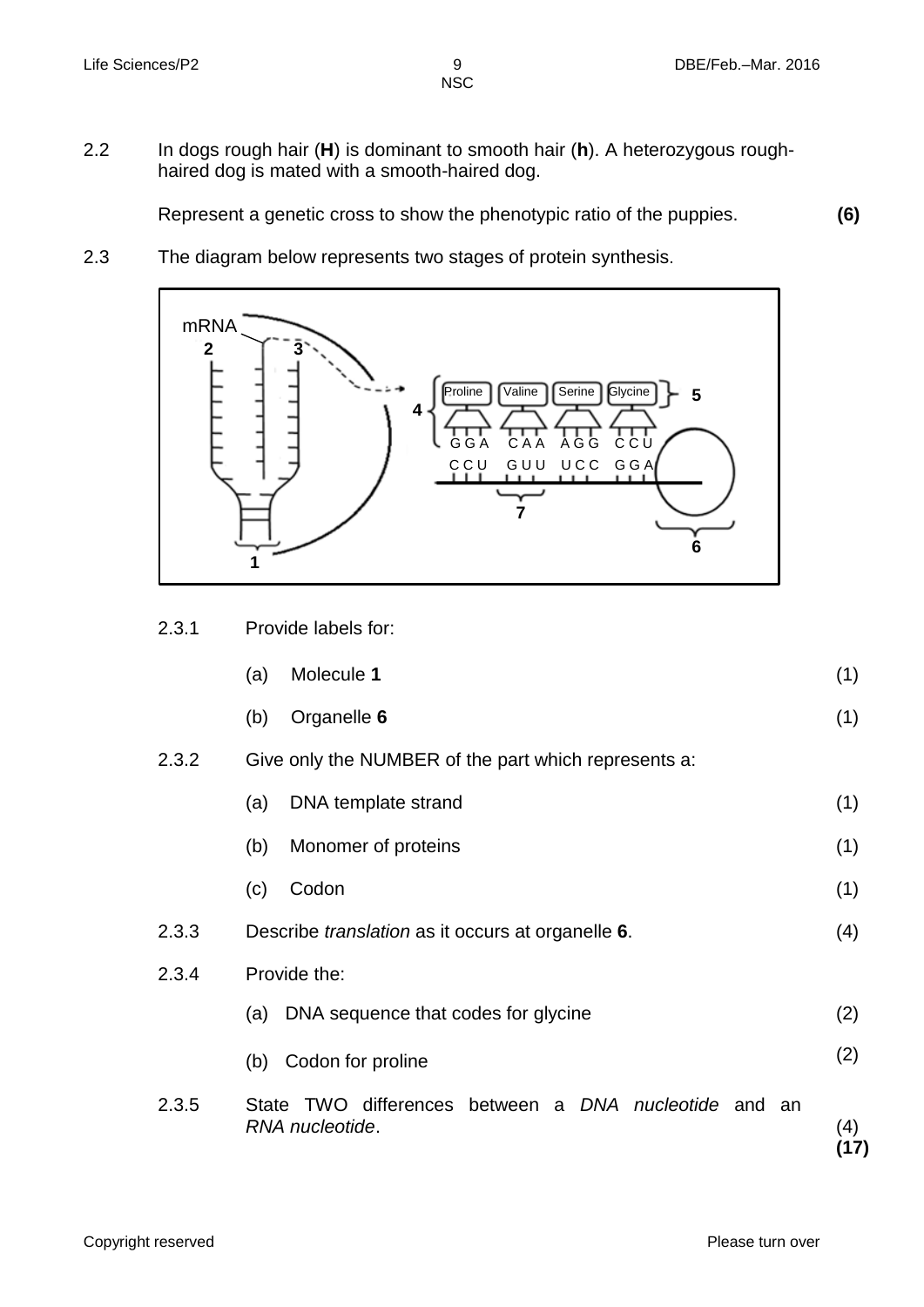2.2 In dogs rough hair (**H**) is dominant to smooth hair (**h**). A heterozygous rough-haired dog is mated with a smooth-haired dog.

Represent a genetic cross to show the phenotypic ratio of the puppies. **(6)**

2.3 The diagram below represents two stages of protein synthesis.

mRNA 2 3 1 4 5 6 7

Proline Valine Serine Glycine

GGA CAA AGG CCU

CCU GUU UCC GGA

2.3.1 Provide labels for:

(a) Molecule **1** (1)

(b) Organelle **6** (1)

2.3.2 Give only the NUMBER of the part which represents a:

(a) DNA template strand (1)

(b) Monomer of proteins (1)

(c) Codon (1)

2.3.3 Describe *translation* as it occurs at organelle **6**. (4)

2.3.4 Provide the:

(a) DNA sequence that codes for glycine (2)

(b) Codon for proline (2)

2.3.5 State TWO differences between a *DNA nucleotide* and an *RNA nucleotide*. (4)

**(17)**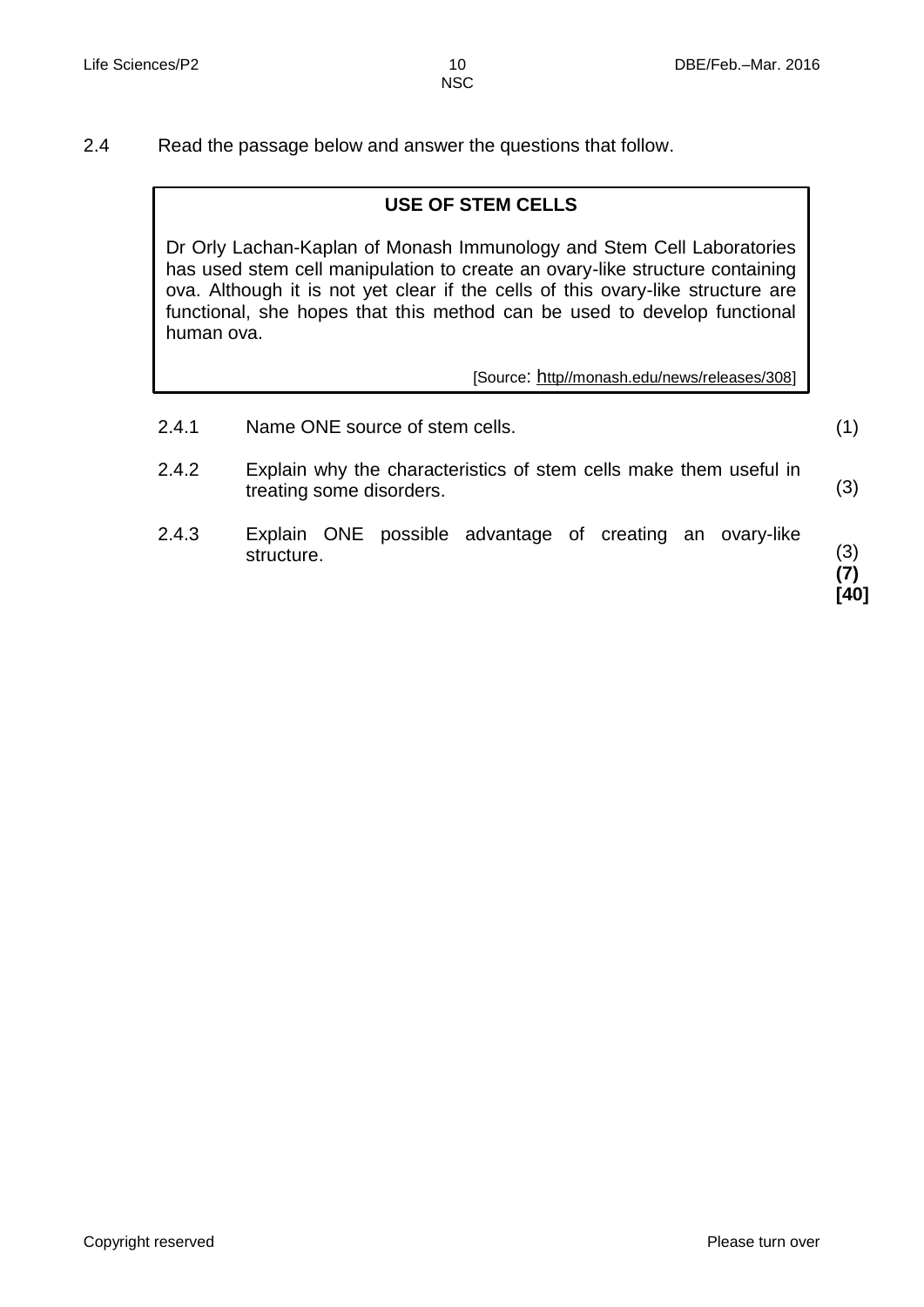2.4 Read the passage below and answer the questions that follow.

**USE OF STEM CELLS**

Dr Orly Lachan-Kaplan of Monash Immunology and Stem Cell Laboratories has used stem cell manipulation to create an ovary-like structure containing ova. Although it is not yet clear if the cells of this ovary-like structure are functional, she hopes that this method can be used to develop functional human ova.

[Source: http//monash.edu/news/releases/308]

2.4.1 Name ONE source of stem cells. (1)

2.4.2 Explain why the characteristics of stem cells make them useful in treating some disorders. (3)

2.4.3 Explain ONE possible advantage of creating an ovary-like structure. (3)

**(7)**

**[40]**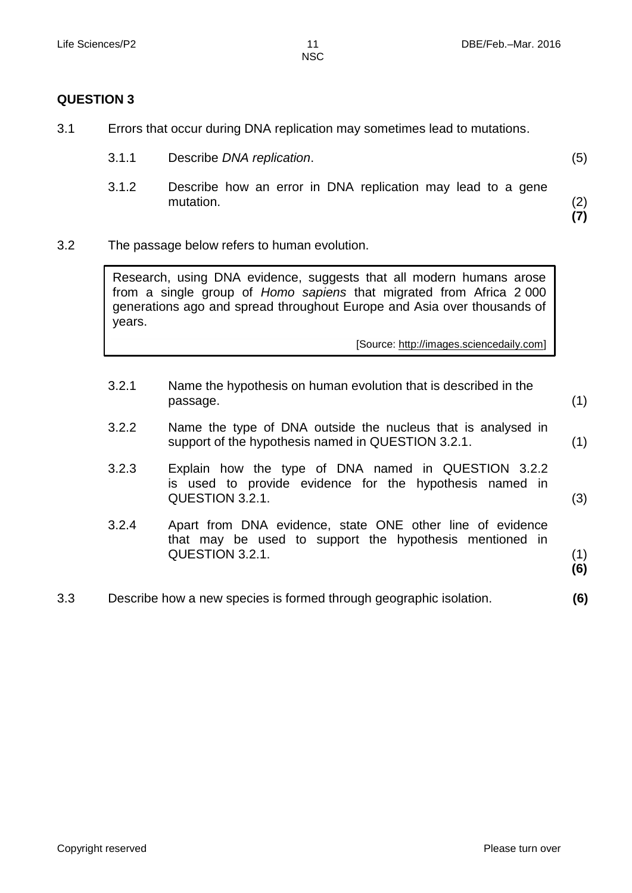## QUESTION 3

3.1 Errors that occur during DNA replication may sometimes lead to mutations.

3.1.1 Describe *DNA replication*. (5)

3.1.2 Describe how an error in DNA replication may lead to a gene mutation. (2)
**(7)**

3.2 The passage below refers to human evolution.

> Research, using DNA evidence, suggests that all modern humans arose from a single group of *Homo sapiens* that migrated from Africa 2 000 generations ago and spread throughout Europe and Asia over thousands of years.
>
> [Source: http://images.sciencedaily.com]

3.2.1 Name the hypothesis on human evolution that is described in the passage. (1)

3.2.2 Name the type of DNA outside the nucleus that is analysed in support of the hypothesis named in QUESTION 3.2.1. (1)

3.2.3 Explain how the type of DNA named in QUESTION 3.2.2 is used to provide evidence for the hypothesis named in QUESTION 3.2.1. (3)

3.2.4 Apart from DNA evidence, state ONE other line of evidence that may be used to support the hypothesis mentioned in QUESTION 3.2.1. (1)
**(6)**

3.3 Describe how a new species is formed through geographic isolation. **(6)**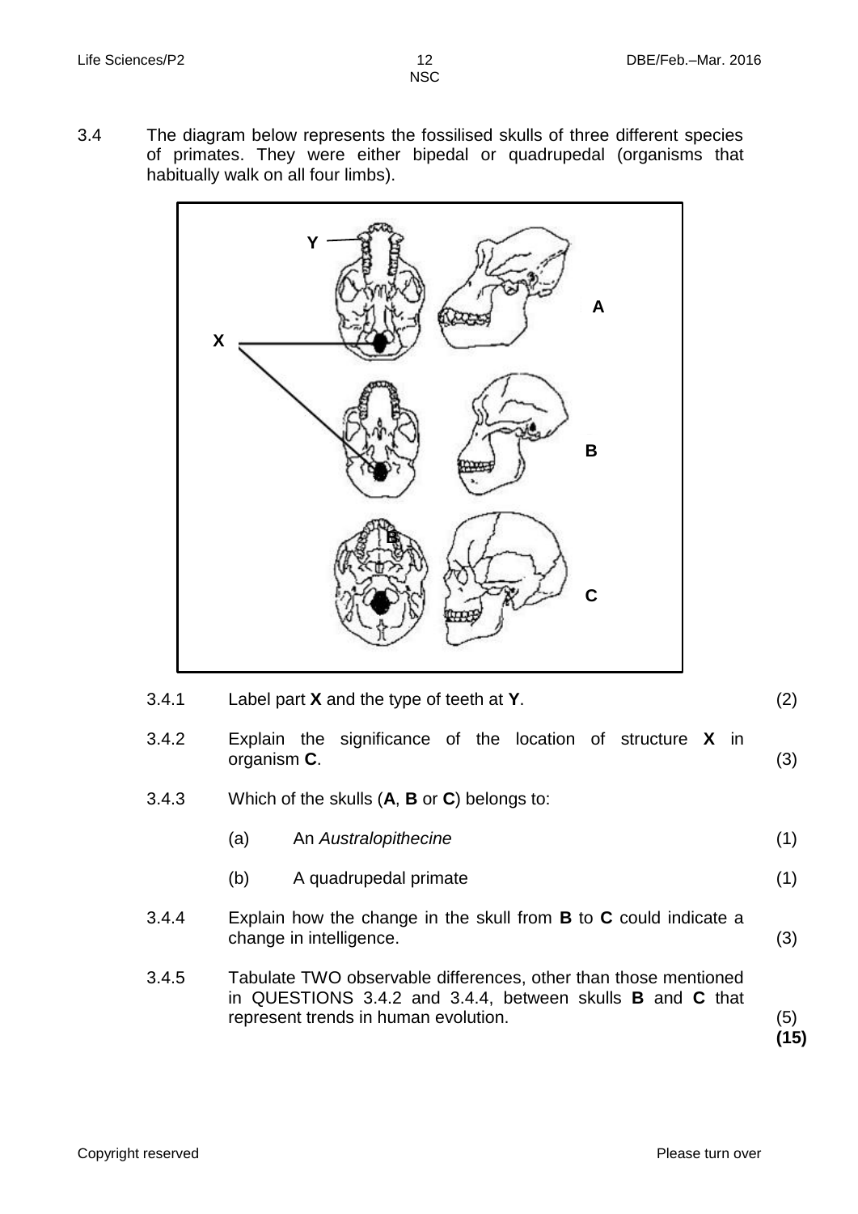3.4 The diagram below represents the fossilised skulls of three different species of primates. They were either bipedal or quadrupedal (organisms that habitually walk on all four limbs).

3.4.1 Label part **X** and the type of teeth at **Y**. (2)

3.4.2 Explain the significance of the location of structure **X** in organism **C**. (3)

3.4.3 Which of the skulls (**A**, **B** or **C**) belongs to:

(a) An *Australopithecine* (1)

(b) A quadrupedal primate (1)

3.4.4 Explain how the change in the skull from **B** to **C** could indicate a change in intelligence. (3)

3.4.5 Tabulate TWO observable differences, other than those mentioned in QUESTIONS 3.4.2 and 3.4.4, between skulls **B** and **C** that represent trends in human evolution. (5)

**(15)**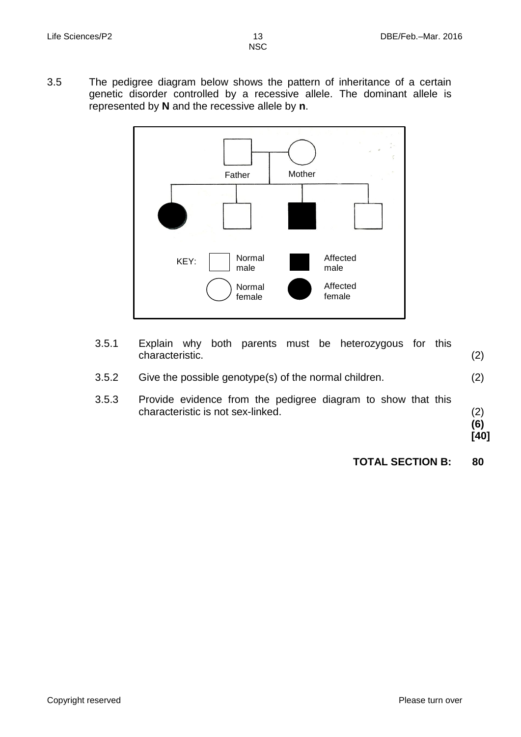3.5 The pedigree diagram below shows the pattern of inheritance of a certain genetic disorder controlled by a recessive allele. The dominant allele is represented by **N** and the recessive allele by **n**.

Father Mother

KEY: Normal male, Affected male, Normal female, Affected female

3.5.1 Explain why both parents must be heterozygous for this characteristic. (2)

3.5.2 Give the possible genotype(s) of the normal children. (2)

3.5.3 Provide evidence from the pedigree diagram to show that this characteristic is not sex-linked. (2)

**(6)**

**[40]**

**TOTAL SECTION B: 80**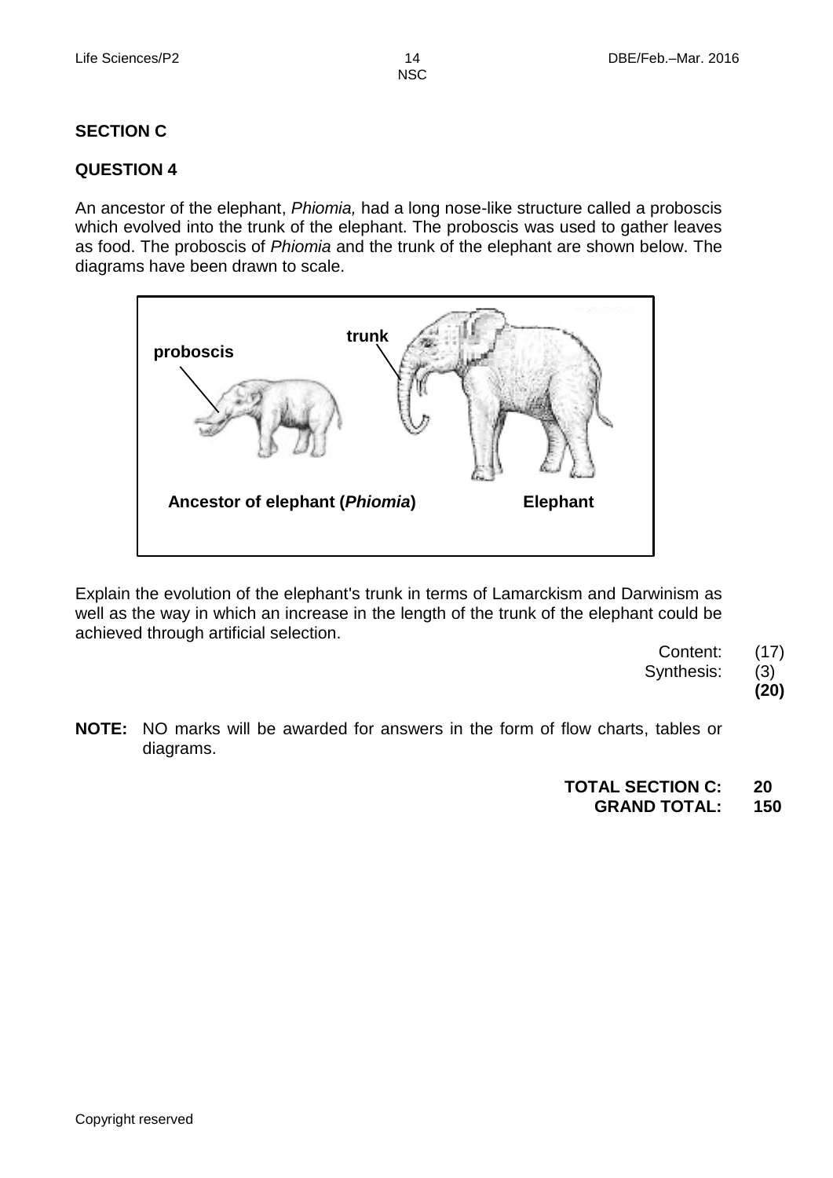## SECTION C

## QUESTION 4

An ancestor of the elephant, *Phiomia,* had a long nose-like structure called a proboscis which evolved into the trunk of the elephant. The proboscis was used to gather leaves as food. The proboscis of *Phiomia* and the trunk of the elephant are shown below. The diagrams have been drawn to scale.

proboscis

trunk

**Ancestor of elephant (*Phiomia*)**

**Elephant**

Explain the evolution of the elephant's trunk in terms of Lamarckism and Darwinism as well as the way in which an increase in the length of the trunk of the elephant could be achieved through artificial selection.

Content: (17)
Synthesis: (3)
**(20)**

**NOTE:** NO marks will be awarded for answers in the form of flow charts, tables or diagrams.

**TOTAL SECTION C: 20**
**GRAND TOTAL: 150**